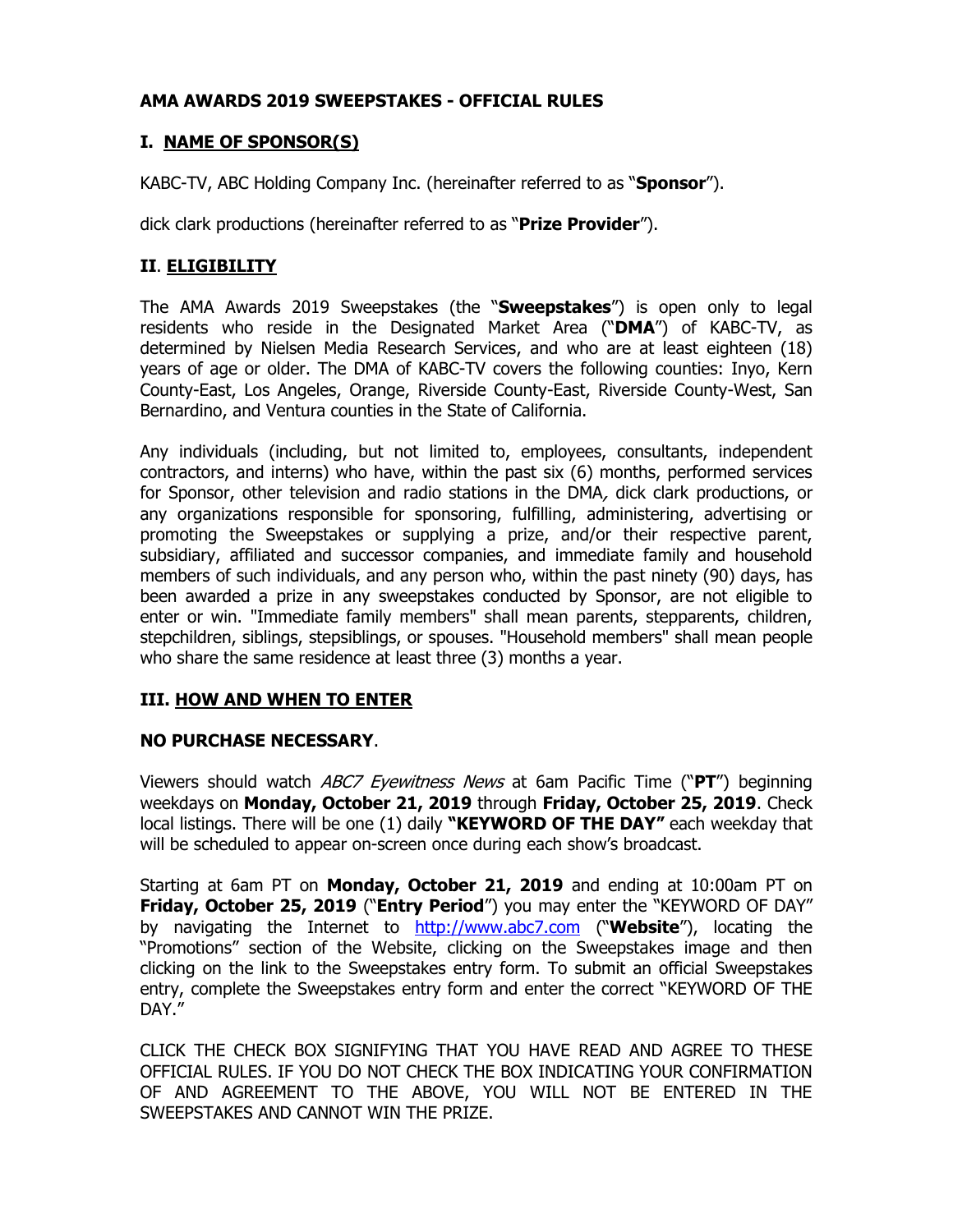# AMA AWARDS 2019 SWEEPSTAKES - OFFICIAL RULES

## I. NAME OF SPONSOR(S)

KABC-TV, ABC Holding Company Inc. (hereinafter referred to as "**Sponsor**").

dick clark productions (hereinafter referred to as "**Prize Provider**").

## II. ELIGIBILITY

The AMA Awards 2019 Sweepstakes (the "**Sweepstakes**") is open only to legal residents who reside in the Designated Market Area ("**DMA**") of KABC-TV, as determined by Nielsen Media Research Services, and who are at least eighteen (18) years of age or older. The DMA of KABC-TV covers the following counties: Inyo, Kern County-East, Los Angeles, Orange, Riverside County-East, Riverside County-West, San Bernardino, and Ventura counties in the State of California.

Any individuals (including, but not limited to, employees, consultants, independent contractors, and interns) who have, within the past six (6) months, performed services for Sponsor, other television and radio stations in the DMA, dick clark productions, or any organizations responsible for sponsoring, fulfilling, administering, advertising or promoting the Sweepstakes or supplying a prize, and/or their respective parent, subsidiary, affiliated and successor companies, and immediate family and household members of such individuals, and any person who, within the past ninety (90) days, has been awarded a prize in any sweepstakes conducted by Sponsor, are not eligible to enter or win. "Immediate family members" shall mean parents, stepparents, children, stepchildren, siblings, stepsiblings, or spouses. "Household members" shall mean people who share the same residence at least three (3) months a year.

## III. HOW AND WHEN TO ENTER

**NO PURCHASE NECESSARY**.

Viewers should watch *ABC7 Eyewitness News* at 6am Pacific Time ("**PT**") beginning weekdays on **Monday, October 21, 2019** through **Friday, October 25, 2019**. Check local listings. There will be one (1) daily **"KEYWORD OF THE DAY"** each weekday that will be scheduled to appear on-screen once during each show's broadcast.

Starting at 6am PT on **Monday, October 21, 2019** and ending at 10:00am PT on **Friday, October 25, 2019** ("**Entry Period**") you may enter the "KEYWORD OF DAY" by navigating the Internet to [http://www.abc7.com](http://www.abc7.com) ("**Website**"), locating the "Promotions" section of the Website, clicking on the Sweepstakes image and then clicking on the link to the Sweepstakes entry form. To submit an official Sweepstakes entry, complete the Sweepstakes entry form and enter the correct "KEYWORD OF THE DAY."

CLICK THE CHECK BOX SIGNIFYING THAT YOU HAVE READ AND AGREE TO THESE OFFICIAL RULES. IF YOU DO NOT CHECK THE BOX INDICATING YOUR CONFIRMATION OF AND AGREEMENT TO THE ABOVE, YOU WILL NOT BE ENTERED IN THE SWEEPSTAKES AND CANNOT WIN THE PRIZE.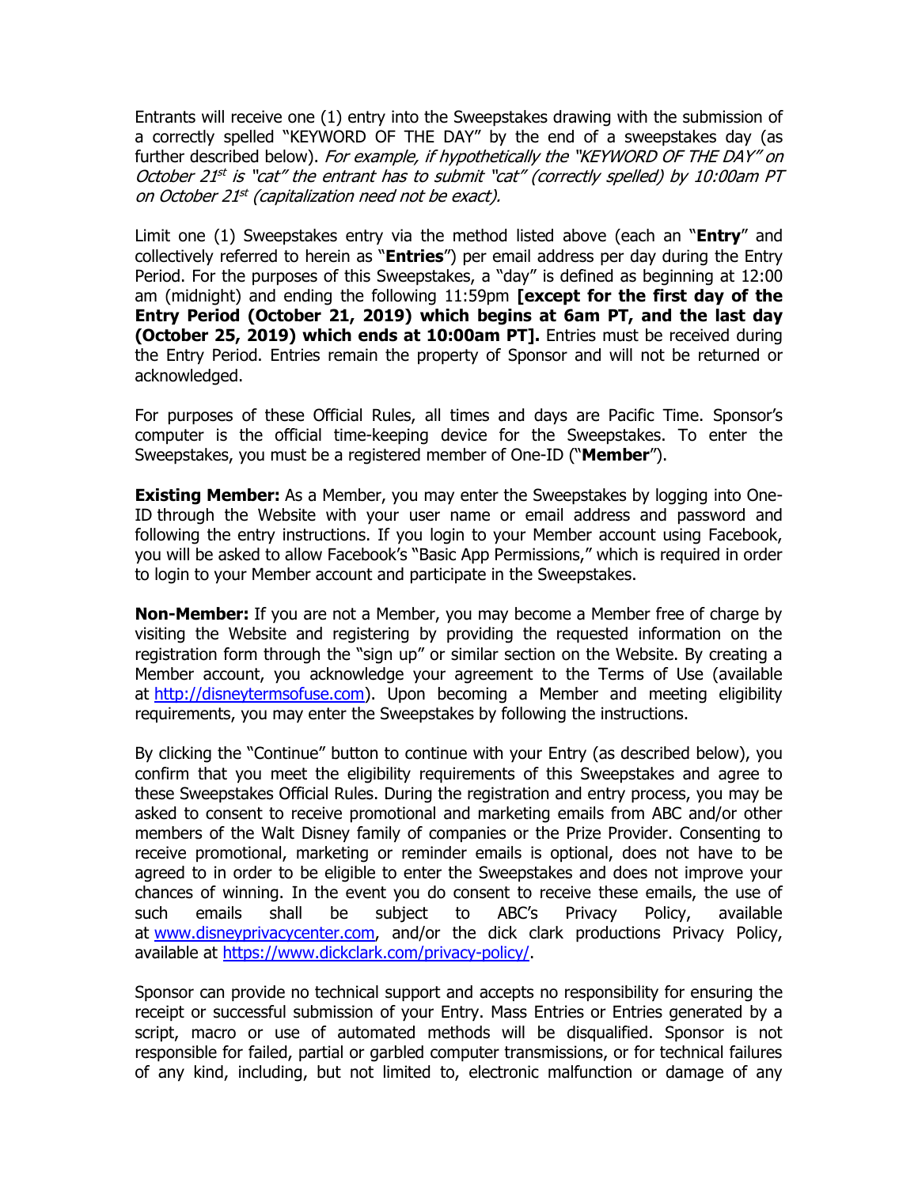Entrants will receive one (1) entry into the Sweepstakes drawing with the submission of a correctly spelled "KEYWORD OF THE DAY" by the end of a sweepstakes day (as further described below). *For example, if hypothetically the "KEYWORD OF THE DAY" on October 21st is "cat" the entrant has to submit "cat" (correctly spelled) by 10:00am PT on October 21st (capitalization need not be exact).*

Limit one (1) Sweepstakes entry via the method listed above (each an "**Entry**" and collectively referred to herein as "**Entries**") per email address per day during the Entry Period. For the purposes of this Sweepstakes, a "day" is defined as beginning at 12:00 am (midnight) and ending the following 11:59pm **[except for the first day of the Entry Period (October 21, 2019) which begins at 6am PT, and the last day (October 25, 2019) which ends at 10:00am PT].** Entries must be received during the Entry Period. Entries remain the property of Sponsor and will not be returned or acknowledged.

For purposes of these Official Rules, all times and days are Pacific Time. Sponsor's computer is the official time-keeping device for the Sweepstakes. To enter the Sweepstakes, you must be a registered member of One-ID ("**Member**").

**Existing Member:** As a Member, you may enter the Sweepstakes by logging into One-ID through the Website with your user name or email address and password and following the entry instructions. If you login to your Member account using Facebook, you will be asked to allow Facebook's "Basic App Permissions," which is required in order to login to your Member account and participate in the Sweepstakes.

**Non-Member:** If you are not a Member, you may become a Member free of charge by visiting the Website and registering by providing the requested information on the registration form through the "sign up" or similar section on the Website. By creating a Member account, you acknowledge your agreement to the Terms of Use (available at [http://disneytermsofuse.com](http://disneytermsofuse.com)). Upon becoming a Member and meeting eligibility requirements, you may enter the Sweepstakes by following the instructions.

By clicking the "Continue" button to continue with your Entry (as described below), you confirm that you meet the eligibility requirements of this Sweepstakes and agree to these Sweepstakes Official Rules. During the registration and entry process, you may be asked to consent to receive promotional and marketing emails from ABC and/or other members of the Walt Disney family of companies or the Prize Provider. Consenting to receive promotional, marketing or reminder emails is optional, does not have to be agreed to in order to be eligible to enter the Sweepstakes and does not improve your chances of winning. In the event you do consent to receive these emails, the use of such emails shall be subject to ABC's Privacy Policy, available at [www.disneyprivacycenter.com](http://www.disneyprivacycenter.com), and/or the dick clark productions Privacy Policy, available at [https://www.dickclark.com/privacy-policy/](https://www.dickclark.com/privacy-policy/).

Sponsor can provide no technical support and accepts no responsibility for ensuring the receipt or successful submission of your Entry. Mass Entries or Entries generated by a script, macro or use of automated methods will be disqualified. Sponsor is not responsible for failed, partial or garbled computer transmissions, or for technical failures of any kind, including, but not limited to, electronic malfunction or damage of any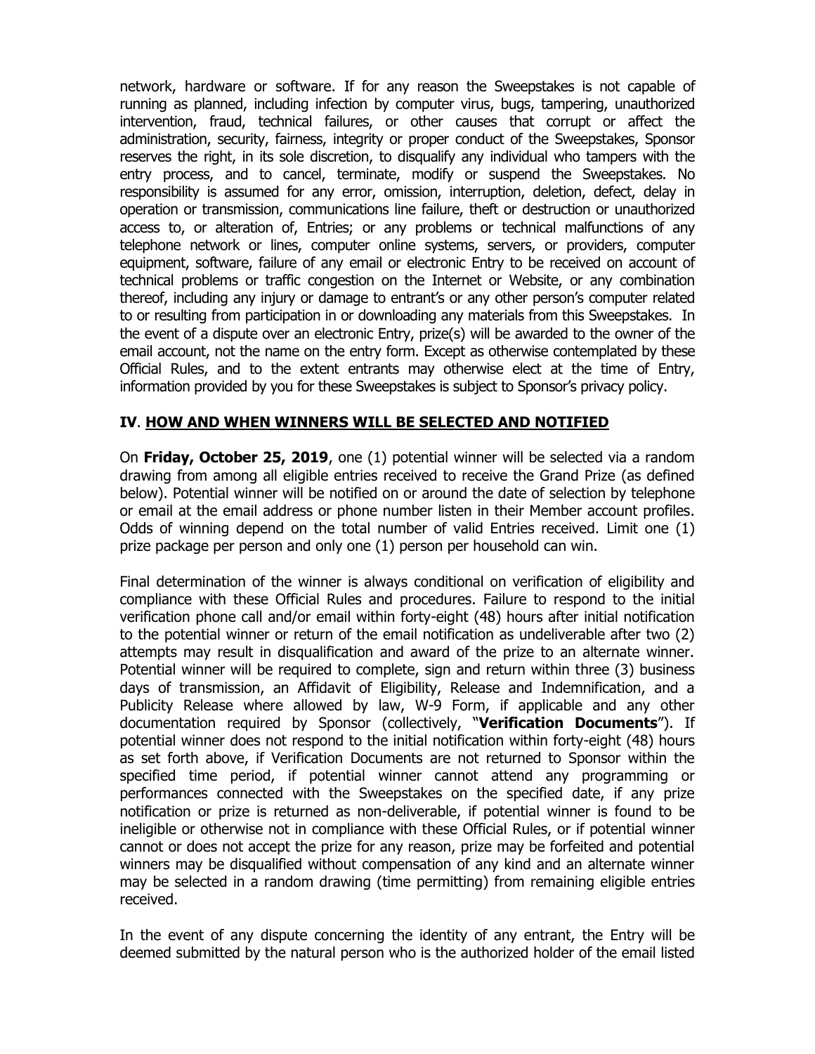network, hardware or software. If for any reason the Sweepstakes is not capable of running as planned, including infection by computer virus, bugs, tampering, unauthorized intervention, fraud, technical failures, or other causes that corrupt or affect the administration, security, fairness, integrity or proper conduct of the Sweepstakes, Sponsor reserves the right, in its sole discretion, to disqualify any individual who tampers with the entry process, and to cancel, terminate, modify or suspend the Sweepstakes. No responsibility is assumed for any error, omission, interruption, deletion, defect, delay in operation or transmission, communications line failure, theft or destruction or unauthorized access to, or alteration of, Entries; or any problems or technical malfunctions of any telephone network or lines, computer online systems, servers, or providers, computer equipment, software, failure of any email or electronic Entry to be received on account of technical problems or traffic congestion on the Internet or Website, or any combination thereof, including any injury or damage to entrant's or any other person's computer related to or resulting from participation in or downloading any materials from this Sweepstakes. In the event of a dispute over an electronic Entry, prize(s) will be awarded to the owner of the email account, not the name on the entry form. Except as otherwise contemplated by these Official Rules, and to the extent entrants may otherwise elect at the time of Entry, information provided by you for these Sweepstakes is subject to Sponsor's privacy policy.

## IV. HOW AND WHEN WINNERS WILL BE SELECTED AND NOTIFIED

On **Friday, October 25, 2019**, one (1) potential winner will be selected via a random drawing from among all eligible entries received to receive the Grand Prize (as defined below). Potential winner will be notified on or around the date of selection by telephone or email at the email address or phone number listen in their Member account profiles. Odds of winning depend on the total number of valid Entries received. Limit one (1) prize package per person and only one (1) person per household can win.

Final determination of the winner is always conditional on verification of eligibility and compliance with these Official Rules and procedures. Failure to respond to the initial verification phone call and/or email within forty-eight (48) hours after initial notification to the potential winner or return of the email notification as undeliverable after two (2) attempts may result in disqualification and award of the prize to an alternate winner. Potential winner will be required to complete, sign and return within three (3) business days of transmission, an Affidavit of Eligibility, Release and Indemnification, and a Publicity Release where allowed by law, W-9 Form, if applicable and any other documentation required by Sponsor (collectively, "**Verification Documents**"). If potential winner does not respond to the initial notification within forty-eight (48) hours as set forth above, if Verification Documents are not returned to Sponsor within the specified time period, if potential winner cannot attend any programming or performances connected with the Sweepstakes on the specified date, if any prize notification or prize is returned as non-deliverable, if potential winner is found to be ineligible or otherwise not in compliance with these Official Rules, or if potential winner cannot or does not accept the prize for any reason, prize may be forfeited and potential winners may be disqualified without compensation of any kind and an alternate winner may be selected in a random drawing (time permitting) from remaining eligible entries received.

In the event of any dispute concerning the identity of any entrant, the Entry will be deemed submitted by the natural person who is the authorized holder of the email listed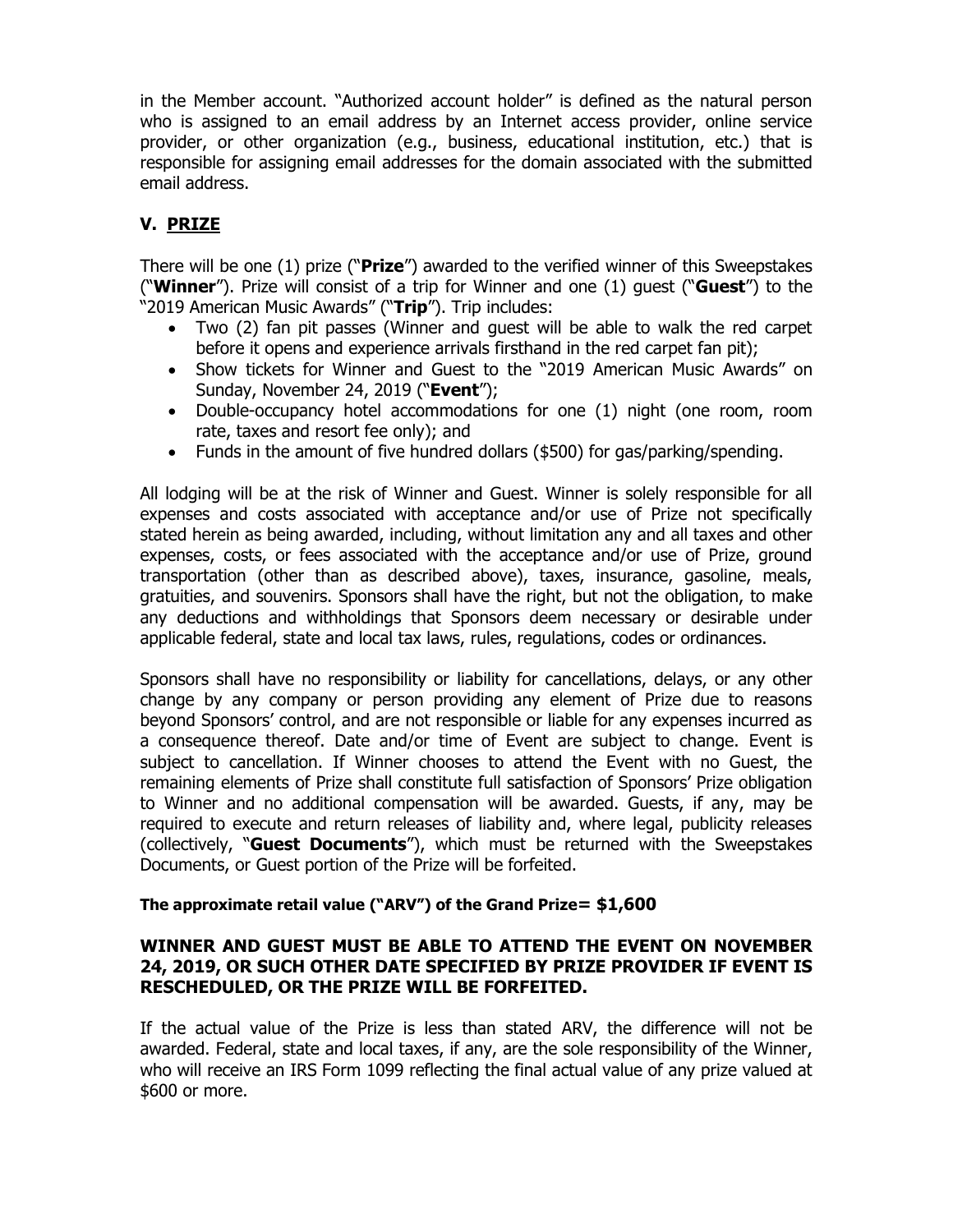in the Member account. "Authorized account holder" is defined as the natural person who is assigned to an email address by an Internet access provider, online service provider, or other organization (e.g., business, educational institution, etc.) that is responsible for assigning email addresses for the domain associated with the submitted email address.

## V. PRIZE

There will be one (1) prize ("**Prize**") awarded to the verified winner of this Sweepstakes ("**Winner**"). Prize will consist of a trip for Winner and one (1) guest ("**Guest**") to the "2019 American Music Awards" ("**Trip**"). Trip includes:

- Two (2) fan pit passes (Winner and guest will be able to walk the red carpet before it opens and experience arrivals firsthand in the red carpet fan pit);
- Show tickets for Winner and Guest to the "2019 American Music Awards" on Sunday, November 24, 2019 ("**Event**");
- Double-occupancy hotel accommodations for one (1) night (one room, room rate, taxes and resort fee only); and
- Funds in the amount of five hundred dollars ($500) for gas/parking/spending.

All lodging will be at the risk of Winner and Guest. Winner is solely responsible for all expenses and costs associated with acceptance and/or use of Prize not specifically stated herein as being awarded, including, without limitation any and all taxes and other expenses, costs, or fees associated with the acceptance and/or use of Prize, ground transportation (other than as described above), taxes, insurance, gasoline, meals, gratuities, and souvenirs. Sponsors shall have the right, but not the obligation, to make any deductions and withholdings that Sponsors deem necessary or desirable under applicable federal, state and local tax laws, rules, regulations, codes or ordinances.

Sponsors shall have no responsibility or liability for cancellations, delays, or any other change by any company or person providing any element of Prize due to reasons beyond Sponsors' control, and are not responsible or liable for any expenses incurred as a consequence thereof. Date and/or time of Event are subject to change. Event is subject to cancellation. If Winner chooses to attend the Event with no Guest, the remaining elements of Prize shall constitute full satisfaction of Sponsors' Prize obligation to Winner and no additional compensation will be awarded. Guests, if any, may be required to execute and return releases of liability and, where legal, publicity releases (collectively, "**Guest Documents**"), which must be returned with the Sweepstakes Documents, or Guest portion of the Prize will be forfeited.

**The approximate retail value ("ARV") of the Grand Prize= $1,600**

**WINNER AND GUEST MUST BE ABLE TO ATTEND THE EVENT ON NOVEMBER 24, 2019, OR SUCH OTHER DATE SPECIFIED BY PRIZE PROVIDER IF EVENT IS RESCHEDULED, OR THE PRIZE WILL BE FORFEITED.**

If the actual value of the Prize is less than stated ARV, the difference will not be awarded. Federal, state and local taxes, if any, are the sole responsibility of the Winner, who will receive an IRS Form 1099 reflecting the final actual value of any prize valued at $600 or more.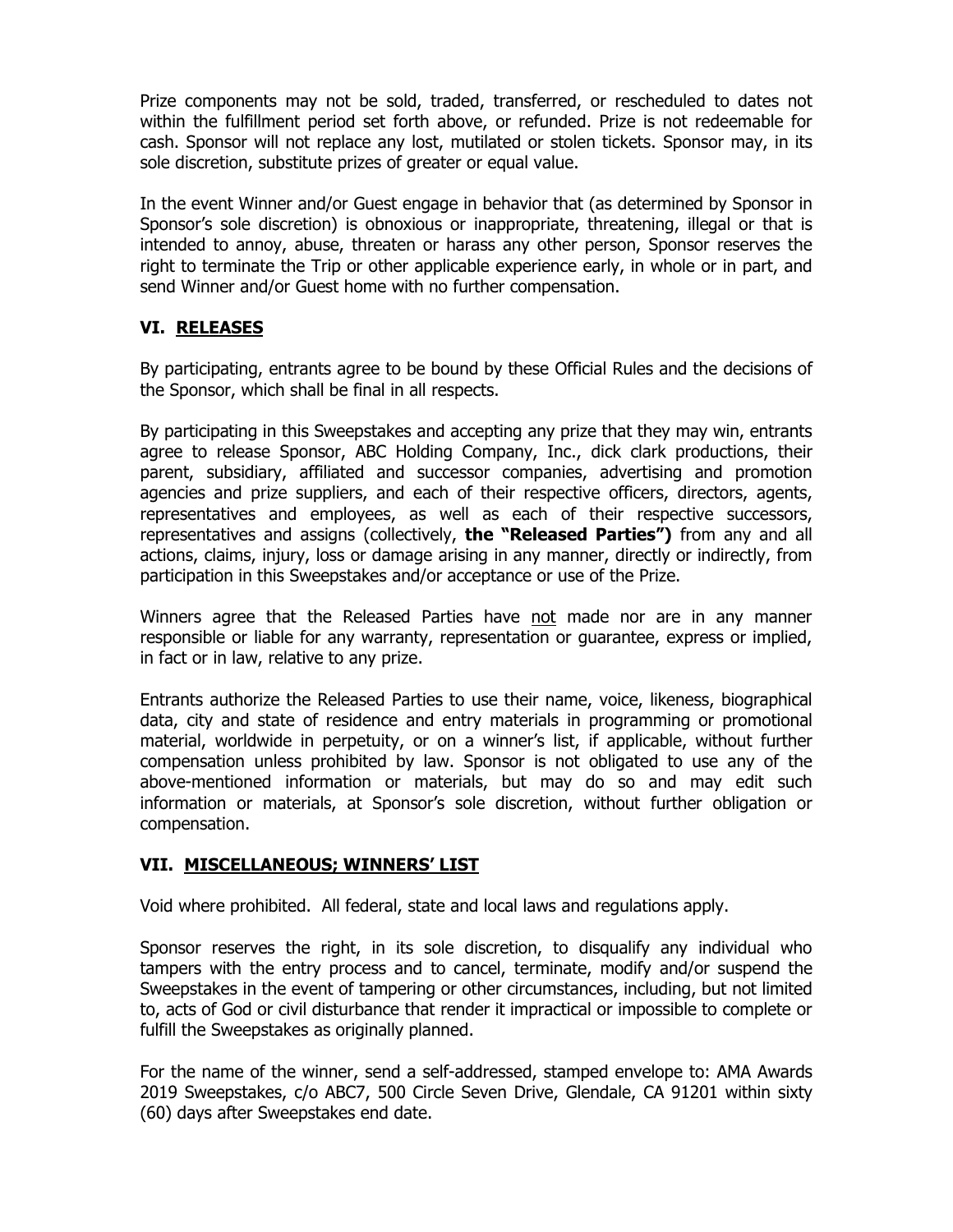Prize components may not be sold, traded, transferred, or rescheduled to dates not within the fulfillment period set forth above, or refunded. Prize is not redeemable for cash. Sponsor will not replace any lost, mutilated or stolen tickets. Sponsor may, in its sole discretion, substitute prizes of greater or equal value.

In the event Winner and/or Guest engage in behavior that (as determined by Sponsor in Sponsor's sole discretion) is obnoxious or inappropriate, threatening, illegal or that is intended to annoy, abuse, threaten or harass any other person, Sponsor reserves the right to terminate the Trip or other applicable experience early, in whole or in part, and send Winner and/or Guest home with no further compensation.

## VI. RELEASES

By participating, entrants agree to be bound by these Official Rules and the decisions of the Sponsor, which shall be final in all respects.

By participating in this Sweepstakes and accepting any prize that they may win, entrants agree to release Sponsor, ABC Holding Company, Inc., dick clark productions, their parent, subsidiary, affiliated and successor companies, advertising and promotion agencies and prize suppliers, and each of their respective officers, directors, agents, representatives and employees, as well as each of their respective successors, representatives and assigns (collectively, **the "Released Parties")** from any and all actions, claims, injury, loss or damage arising in any manner, directly or indirectly, from participation in this Sweepstakes and/or acceptance or use of the Prize.

Winners agree that the Released Parties have not made nor are in any manner responsible or liable for any warranty, representation or guarantee, express or implied, in fact or in law, relative to any prize.

Entrants authorize the Released Parties to use their name, voice, likeness, biographical data, city and state of residence and entry materials in programming or promotional material, worldwide in perpetuity, or on a winner's list, if applicable, without further compensation unless prohibited by law. Sponsor is not obligated to use any of the above-mentioned information or materials, but may do so and may edit such information or materials, at Sponsor's sole discretion, without further obligation or compensation.

## VII. MISCELLANEOUS; WINNERS' LIST

Void where prohibited. All federal, state and local laws and regulations apply.

Sponsor reserves the right, in its sole discretion, to disqualify any individual who tampers with the entry process and to cancel, terminate, modify and/or suspend the Sweepstakes in the event of tampering or other circumstances, including, but not limited to, acts of God or civil disturbance that render it impractical or impossible to complete or fulfill the Sweepstakes as originally planned.

For the name of the winner, send a self-addressed, stamped envelope to: AMA Awards 2019 Sweepstakes, c/o ABC7, 500 Circle Seven Drive, Glendale, CA 91201 within sixty (60) days after Sweepstakes end date.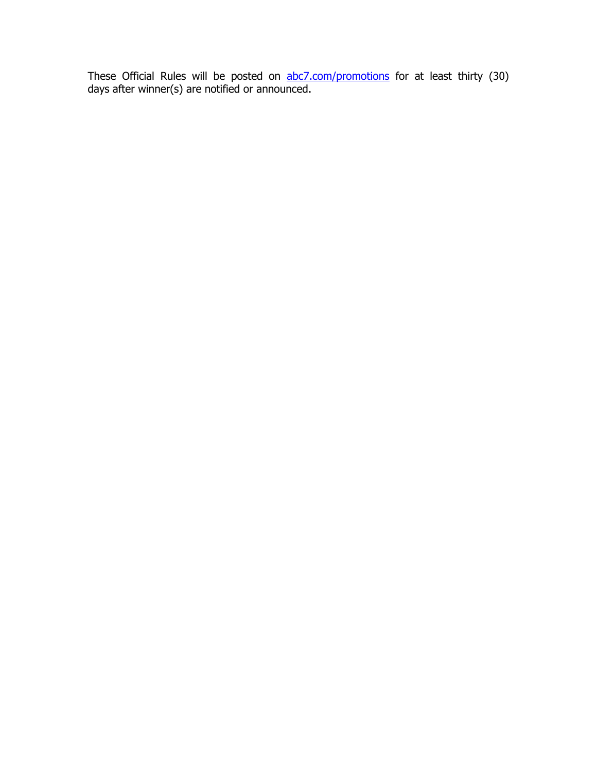These Official Rules will be posted on [abc7.com/promotions](abc7.com/promotions) for at least thirty (30) days after winner(s) are notified or announced.